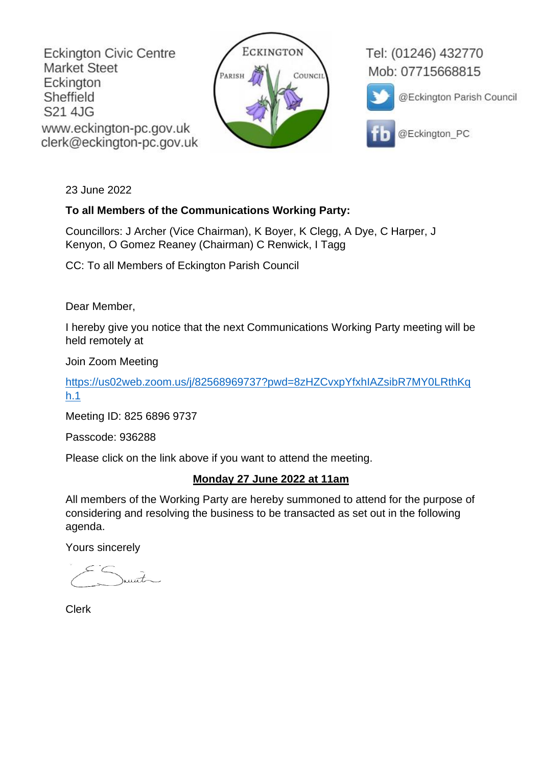Eckington Civic Centre
Market Steet
Eckington
Sheffield
S21 4JG
www.eckington-pc.gov.uk
clerk@eckington-pc.gov.uk

ECKINGTON PARISH COUNCIL

Tel: (01246) 432770
Mob: 07715668815
@Eckington Parish Council
@Eckington_PC

23 June 2022

**To all Members of the Communications Working Party:**

Councillors: J Archer (Vice Chairman), K Boyer, K Clegg, A Dye, C Harper, J Kenyon, O Gomez Reaney (Chairman) C Renwick, I Tagg

CC: To all Members of Eckington Parish Council

Dear Member,

I hereby give you notice that the next Communications Working Party meeting will be held remotely at

Join Zoom Meeting

https://us02web.zoom.us/j/82568969737?pwd=8zHZCvxpYfxhIAZsibR7MY0LRthKqh.1

Meeting ID: 825 6896 9737

Passcode: 936288

Please click on the link above if you want to attend the meeting.

**Monday 27 June 2022 at 11am**

All members of the Working Party are hereby summoned to attend for the purpose of considering and resolving the business to be transacted as set out in the following agenda.

Yours sincerely

E Smith

Clerk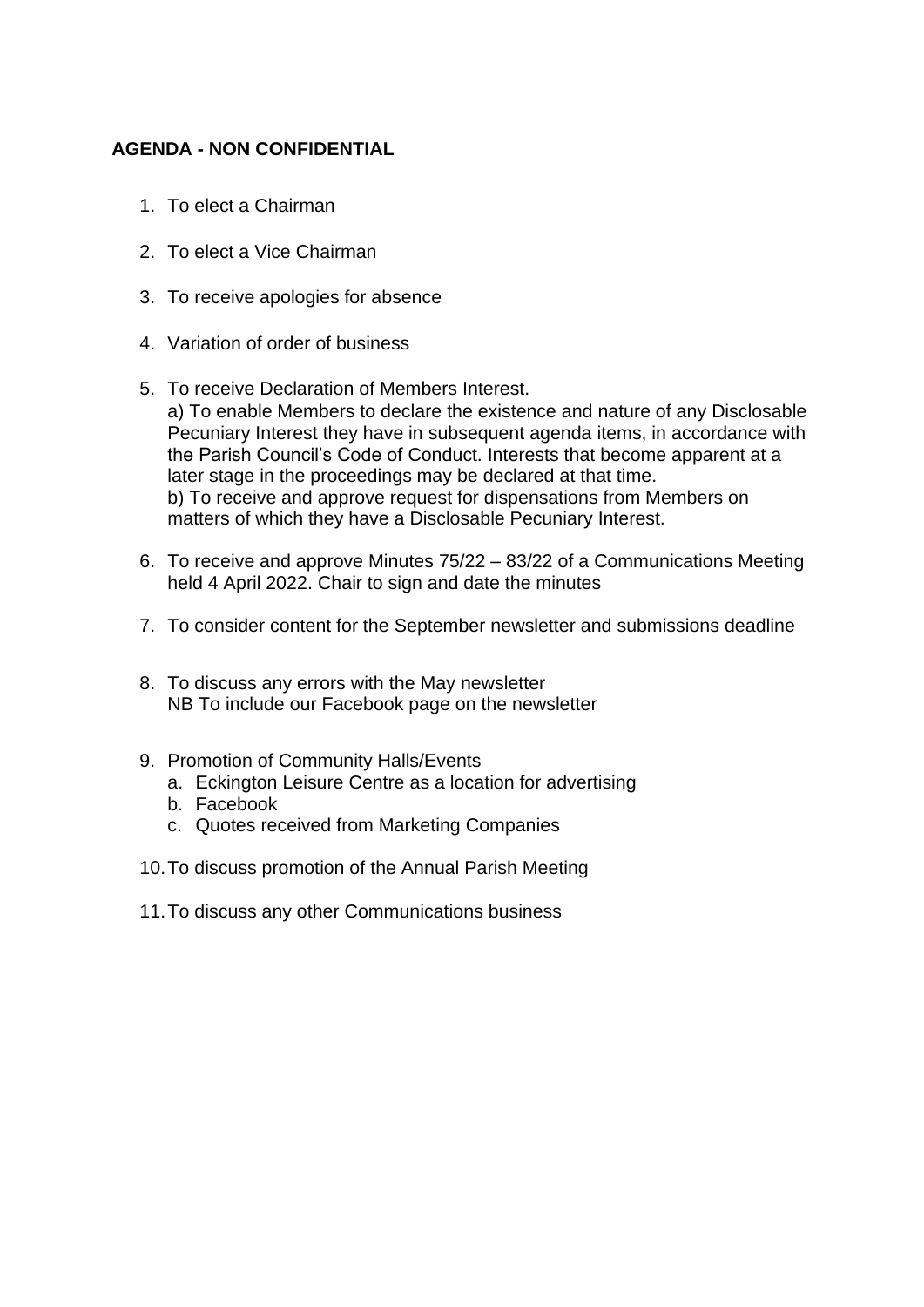**AGENDA - NON CONFIDENTIAL**

1. To elect a Chairman

2. To elect a Vice Chairman

3. To receive apologies for absence

4. Variation of order of business

5. To receive Declaration of Members Interest.
   a) To enable Members to declare the existence and nature of any Disclosable Pecuniary Interest they have in subsequent agenda items, in accordance with the Parish Council's Code of Conduct. Interests that become apparent at a later stage in the proceedings may be declared at that time.
   b) To receive and approve request for dispensations from Members on matters of which they have a Disclosable Pecuniary Interest.

6. To receive and approve Minutes 75/22 – 83/22 of a Communications Meeting held 4 April 2022. Chair to sign and date the minutes

7. To consider content for the September newsletter and submissions deadline

8. To discuss any errors with the May newsletter
   NB To include our Facebook page on the newsletter

9. Promotion of Community Halls/Events
   a. Eckington Leisure Centre as a location for advertising
   b. Facebook
   c. Quotes received from Marketing Companies

10. To discuss promotion of the Annual Parish Meeting

11. To discuss any other Communications business